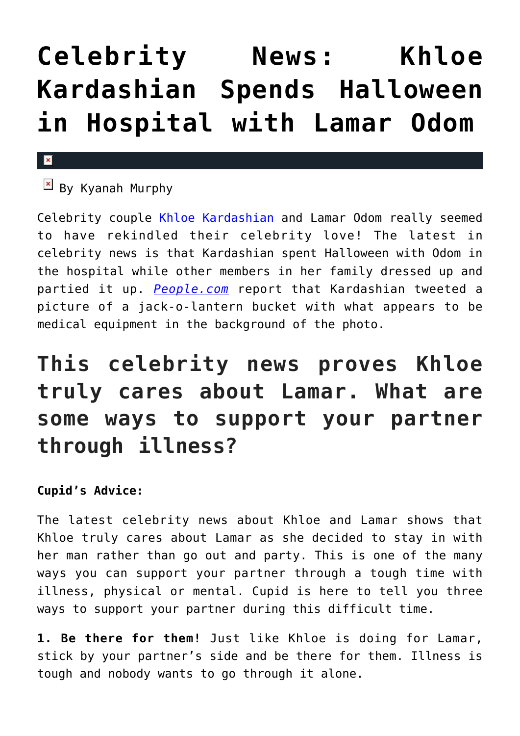# Celebrity News: Khloe Kardashian Spends Halloween in Hospital with Lamar Odom

By Kyanah Murphy

Celebrity couple Khloe Kardashian and Lamar Odom really seemed to have rekindled their celebrity love! The latest in celebrity news is that Kardashian spent Halloween with Odom in the hospital while other members in her family dressed up and partied it up. *People.com* report that Kardashian tweeted a picture of a jack-o-lantern bucket with what appears to be medical equipment in the background of the photo.

## This celebrity news proves Khloe truly cares about Lamar. What are some ways to support your partner through illness?

**Cupid's Advice:**

The latest celebrity news about Khloe and Lamar shows that Khloe truly cares about Lamar as she decided to stay in with her man rather than go out and party. This is one of the many ways you can support your partner through a tough time with illness, physical or mental. Cupid is here to tell you three ways to support your partner during this difficult time.

**1. Be there for them!** Just like Khloe is doing for Lamar, stick by your partner's side and be there for them. Illness is tough and nobody wants to go through it alone.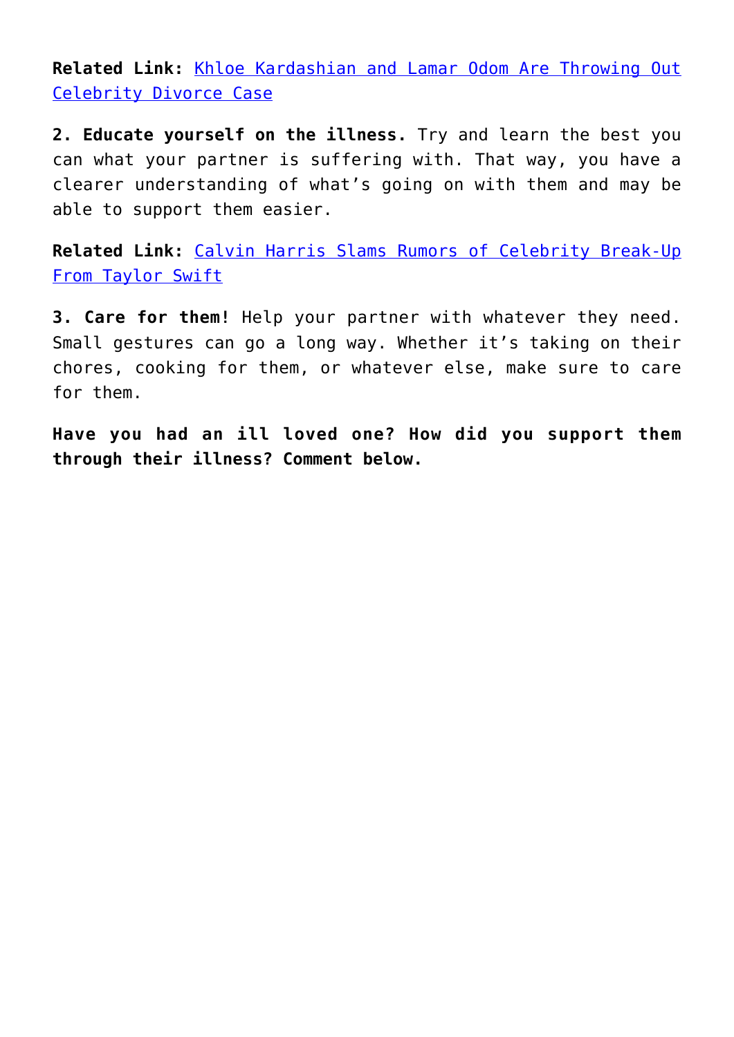**Related Link:** [Khloe Kardashian and Lamar Odom Are Throwing Out Celebrity Divorce Case]()

**2. Educate yourself on the illness.** Try and learn the best you can what your partner is suffering with. That way, you have a clearer understanding of what's going on with them and may be able to support them easier.

**Related Link:** [Calvin Harris Slams Rumors of Celebrity Break-Up From Taylor Swift]()

**3. Care for them!** Help your partner with whatever they need. Small gestures can go a long way. Whether it's taking on their chores, cooking for them, or whatever else, make sure to care for them.

**Have you had an ill loved one? How did you support them through their illness? Comment below.**